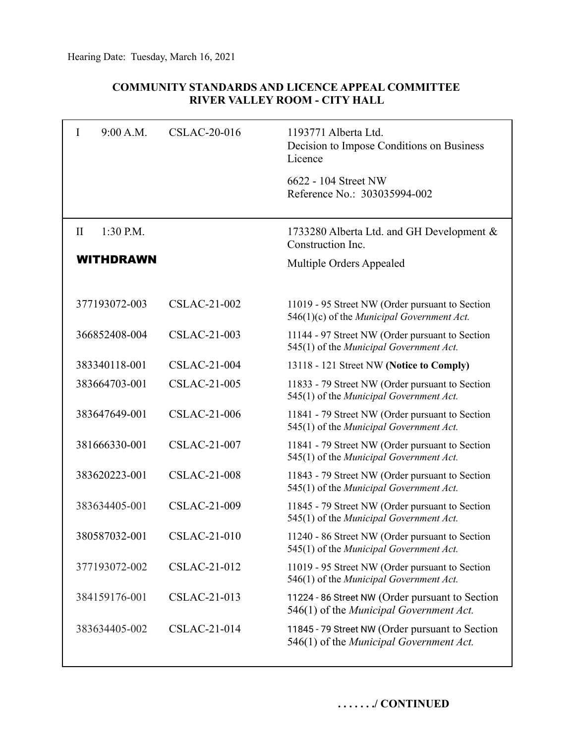Hearing Date: Tuesday, March 16, 2021

**COMMUNITY STANDARDS AND LICENCE APPEAL COMMITTEE**
**RIVER VALLEY ROOM - CITY HALL**

| | | |
|---|---|---|
| I 9:00 A.M. | CSLAC-20-016 | 1193771 Alberta Ltd.<br>Decision to Impose Conditions on Business Licence<br><br>6622 - 104 Street NW<br>Reference No.: 303035994-002 |
| II 1:30 P.M.<br><br>**WITHDRAWN** | | 1733280 Alberta Ltd. and GH Development & Construction Inc.<br><br>Multiple Orders Appealed |
| 377193072-003 | CSLAC-21-002 | 11019 - 95 Street NW (Order pursuant to Section 546(1)(c) of the *Municipal Government Act.* |
| 366852408-004 | CSLAC-21-003 | 11144 - 97 Street NW (Order pursuant to Section 545(1) of the *Municipal Government Act.* |
| 383340118-001 | CSLAC-21-004 | 13118 - 121 Street NW **(Notice to Comply)** |
| 383664703-001 | CSLAC-21-005 | 11833 - 79 Street NW (Order pursuant to Section 545(1) of the *Municipal Government Act.* |
| 383647649-001 | CSLAC-21-006 | 11841 - 79 Street NW (Order pursuant to Section 545(1) of the *Municipal Government Act.* |
| 381666330-001 | CSLAC-21-007 | 11841 - 79 Street NW (Order pursuant to Section 545(1) of the *Municipal Government Act.* |
| 383620223-001 | CSLAC-21-008 | 11843 - 79 Street NW (Order pursuant to Section 545(1) of the *Municipal Government Act.* |
| 383634405-001 | CSLAC-21-009 | 11845 - 79 Street NW (Order pursuant to Section 545(1) of the *Municipal Government Act.* |
| 380587032-001 | CSLAC-21-010 | 11240 - 86 Street NW (Order pursuant to Section 545(1) of the *Municipal Government Act.* |
| 377193072-002 | CSLAC-21-012 | 11019 - 95 Street NW (Order pursuant to Section 546(1) of the *Municipal Government Act.* |
| 384159176-001 | CSLAC-21-013 | 11224 - 86 Street NW (Order pursuant to Section 546(1) of the *Municipal Government Act.* |
| 383634405-002 | CSLAC-21-014 | 11845 - 79 Street NW (Order pursuant to Section 546(1) of the *Municipal Government Act.* |

**......./ CONTINUED**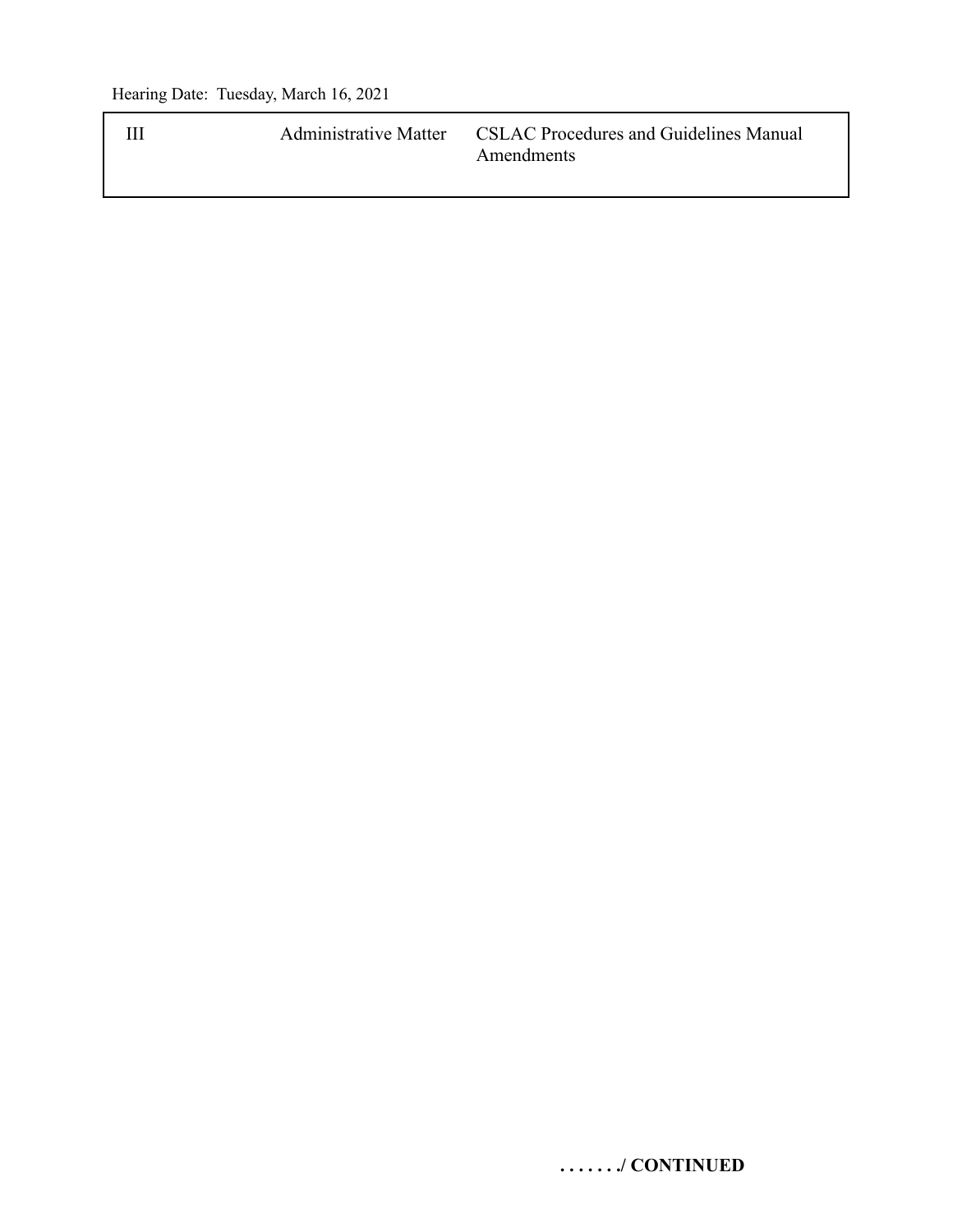Hearing Date: Tuesday, March 16, 2021

| | | |
|---|---|---|
| III | Administrative Matter | CSLAC Procedures and Guidelines Manual Amendments |

**. . . . . . ./ CONTINUED**